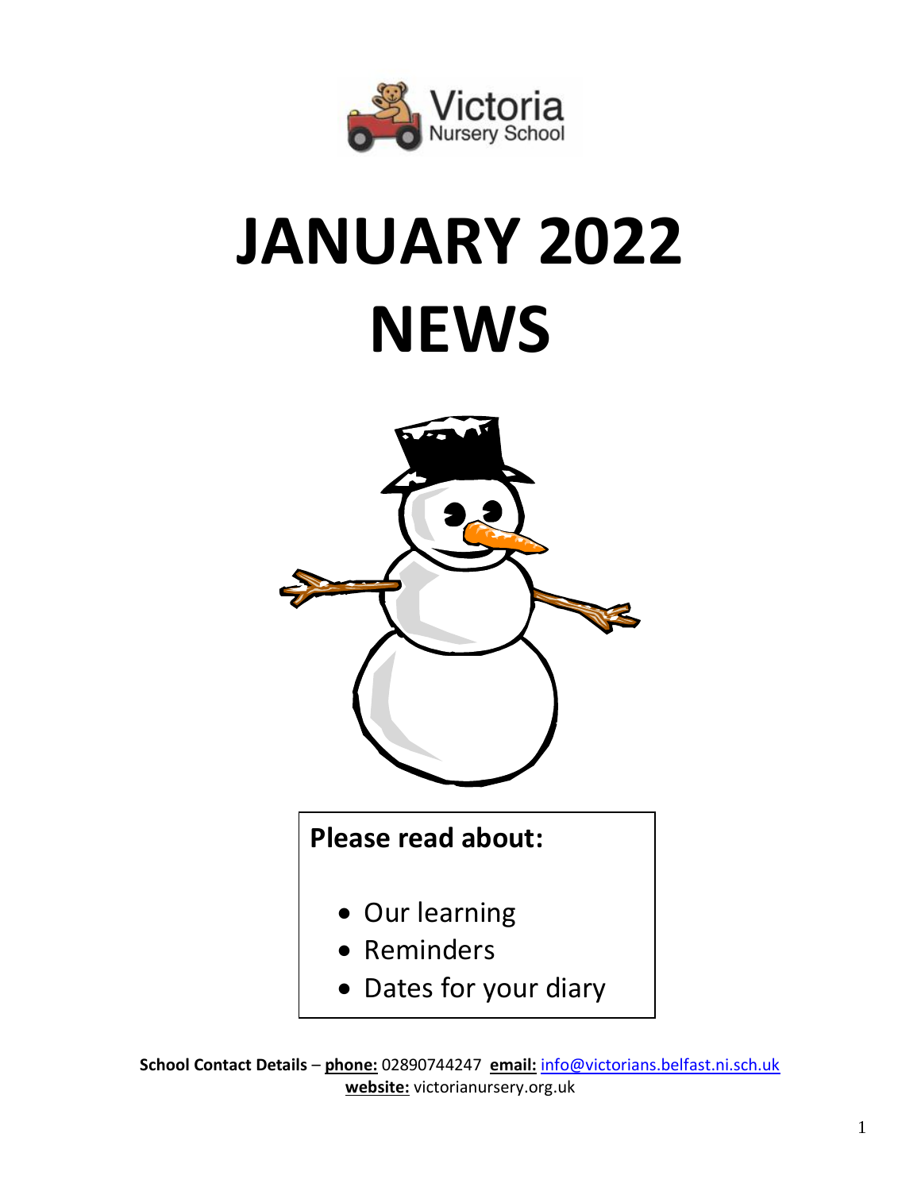Victoria Nursery School

# JANUARY 2022 NEWS

**Please read about:**

- Our learning
- Reminders
- Dates for your diary

**School Contact Details** – **phone:** 02890744247 **email:** info@victorians.belfast.ni.sch.uk
**website:** victorianursery.org.uk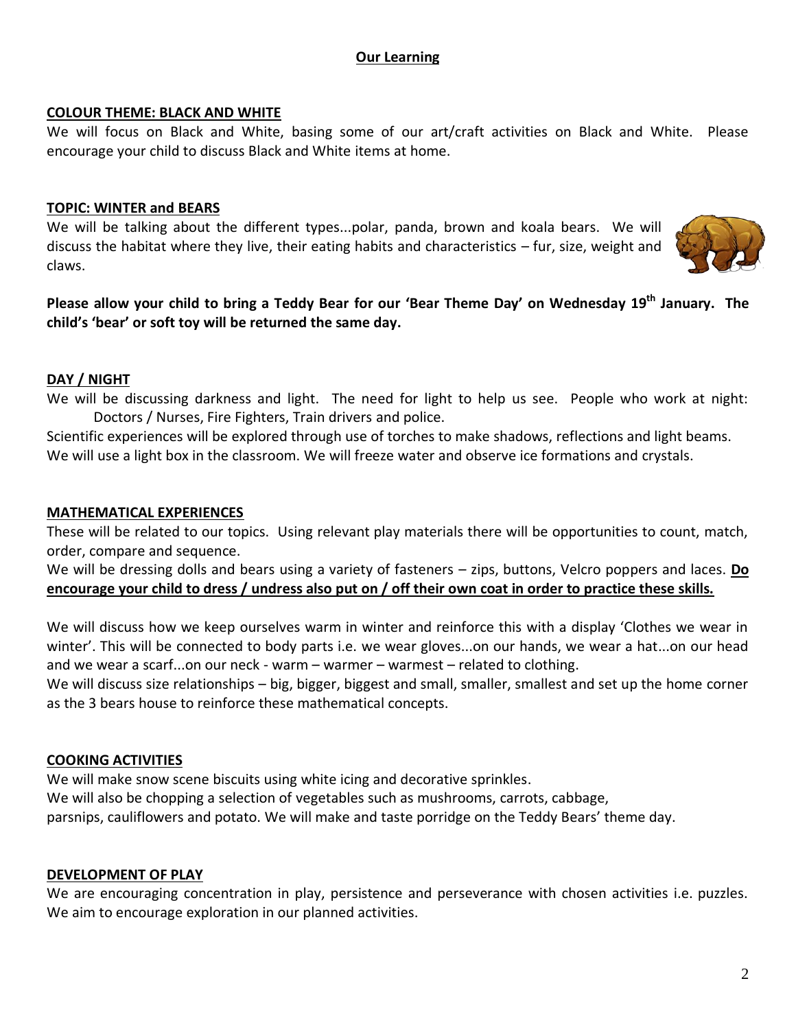## Our Learning

### COLOUR THEME: BLACK AND WHITE

We will focus on Black and White, basing some of our art/craft activities on Black and White. Please encourage your child to discuss Black and White items at home.

### TOPIC: WINTER and BEARS

We will be talking about the different types...polar, panda, brown and koala bears. We will discuss the habitat where they live, their eating habits and characteristics – fur, size, weight and claws.

**Please allow your child to bring a Teddy Bear for our 'Bear Theme Day' on Wednesday 19th January. The child's 'bear' or soft toy will be returned the same day.**

### DAY / NIGHT

We will be discussing darkness and light. The need for light to help us see. People who work at night: Doctors / Nurses, Fire Fighters, Train drivers and police.

Scientific experiences will be explored through use of torches to make shadows, reflections and light beams. We will use a light box in the classroom. We will freeze water and observe ice formations and crystals.

### MATHEMATICAL EXPERIENCES

These will be related to our topics. Using relevant play materials there will be opportunities to count, match, order, compare and sequence.

We will be dressing dolls and bears using a variety of fasteners – zips, buttons, Velcro poppers and laces. **Do encourage your child to dress / undress also put on / off their own coat in order to practice these skills.**

We will discuss how we keep ourselves warm in winter and reinforce this with a display 'Clothes we wear in winter'. This will be connected to body parts i.e. we wear gloves...on our hands, we wear a hat...on our head and we wear a scarf...on our neck - warm – warmer – warmest – related to clothing.

We will discuss size relationships – big, bigger, biggest and small, smaller, smallest and set up the home corner as the 3 bears house to reinforce these mathematical concepts.

### COOKING ACTIVITIES

We will make snow scene biscuits using white icing and decorative sprinkles.
We will also be chopping a selection of vegetables such as mushrooms, carrots, cabbage, parsnips, cauliflowers and potato. We will make and taste porridge on the Teddy Bears' theme day.

### DEVELOPMENT OF PLAY

We are encouraging concentration in play, persistence and perseverance with chosen activities i.e. puzzles. We aim to encourage exploration in our planned activities.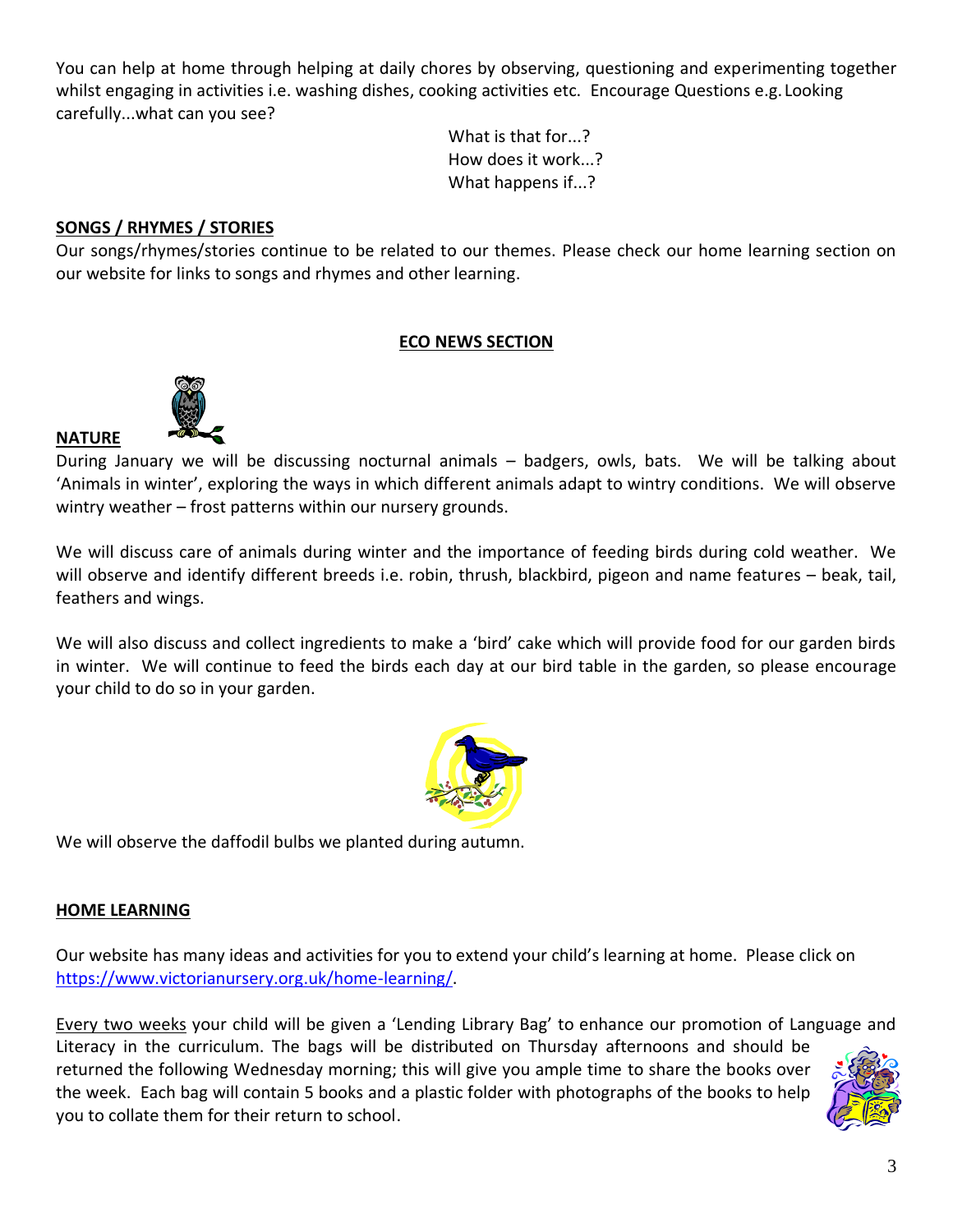You can help at home through helping at daily chores by observing, questioning and experimenting together whilst engaging in activities i.e. washing dishes, cooking activities etc. Encourage Questions e.g. Looking carefully...what can you see?

What is that for...?
How does it work...?
What happens if...?

**SONGS / RHYMES / STORIES**

Our songs/rhymes/stories continue to be related to our themes. Please check our home learning section on our website for links to songs and rhymes and other learning.

**ECO NEWS SECTION**

**NATURE**

During January we will be discussing nocturnal animals – badgers, owls, bats. We will be talking about 'Animals in winter', exploring the ways in which different animals adapt to wintry conditions. We will observe wintry weather – frost patterns within our nursery grounds.

We will discuss care of animals during winter and the importance of feeding birds during cold weather. We will observe and identify different breeds i.e. robin, thrush, blackbird, pigeon and name features – beak, tail, feathers and wings.

We will also discuss and collect ingredients to make a 'bird' cake which will provide food for our garden birds in winter. We will continue to feed the birds each day at our bird table in the garden, so please encourage your child to do so in your garden.

We will observe the daffodil bulbs we planted during autumn.

**HOME LEARNING**

Our website has many ideas and activities for you to extend your child's learning at home. Please click on https://www.victorianursery.org.uk/home-learning/.

Every two weeks your child will be given a 'Lending Library Bag' to enhance our promotion of Language and Literacy in the curriculum. The bags will be distributed on Thursday afternoons and should be returned the following Wednesday morning; this will give you ample time to share the books over the week. Each bag will contain 5 books and a plastic folder with photographs of the books to help you to collate them for their return to school.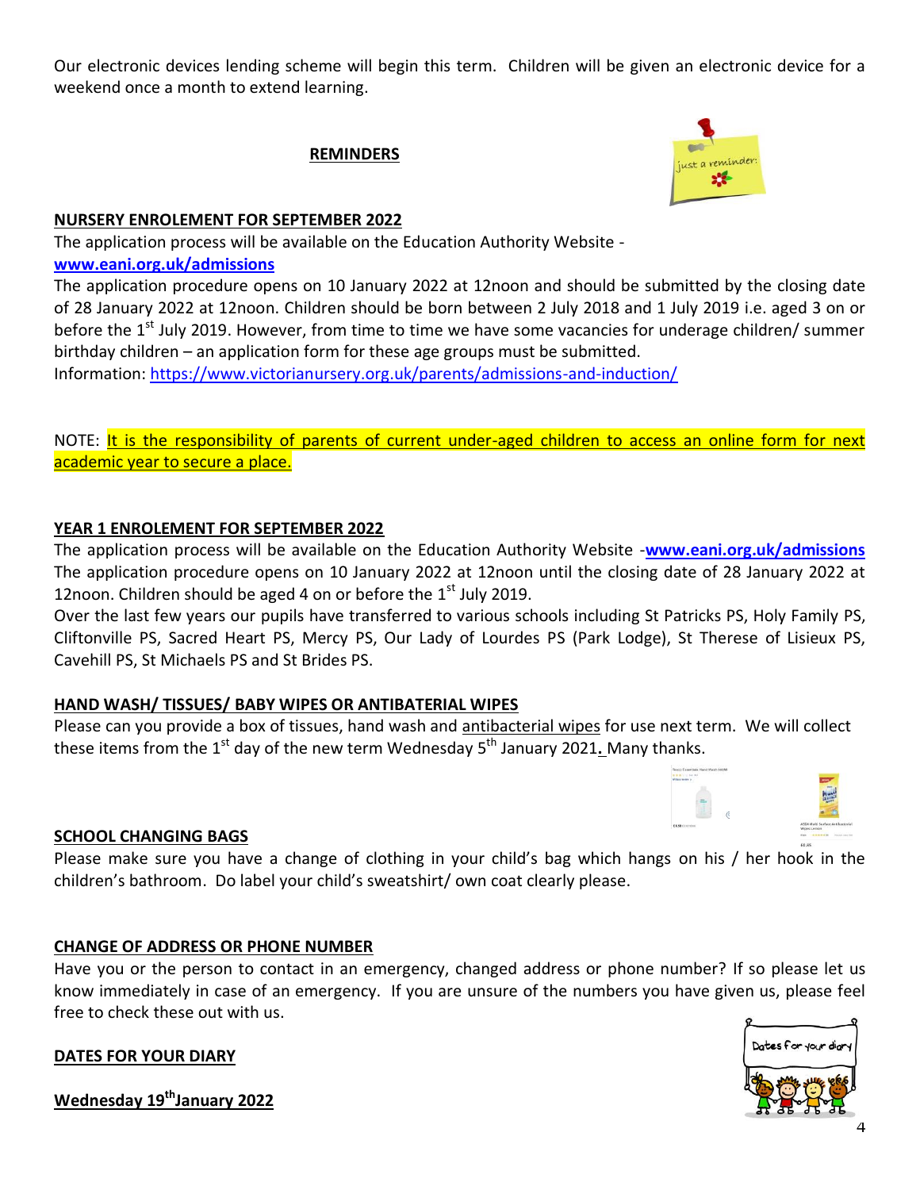Our electronic devices lending scheme will begin this term. Children will be given an electronic device for a weekend once a month to extend learning.

## REMINDERS

### NURSERY ENROLEMENT FOR SEPTEMBER 2022

The application process will be available on the Education Authority Website - **www.eani.org.uk/admissions**

The application procedure opens on 10 January 2022 at 12noon and should be submitted by the closing date of 28 January 2022 at 12noon. Children should be born between 2 July 2018 and 1 July 2019 i.e. aged 3 on or before the 1st July 2019. However, from time to time we have some vacancies for underage children/ summer birthday children – an application form for these age groups must be submitted.

Information: https://www.victorianursery.org.uk/parents/admissions-and-induction/

NOTE: It is the responsibility of parents of current under-aged children to access an online form for next academic year to secure a place.

### YEAR 1 ENROLEMENT FOR SEPTEMBER 2022

The application process will be available on the Education Authority Website -**www.eani.org.uk/admissions**

The application procedure opens on 10 January 2022 at 12noon until the closing date of 28 January 2022 at 12noon. Children should be aged 4 on or before the 1st July 2019.

Over the last few years our pupils have transferred to various schools including St Patricks PS, Holy Family PS, Cliftonville PS, Sacred Heart PS, Mercy PS, Our Lady of Lourdes PS (Park Lodge), St Therese of Lisieux PS, Cavehill PS, St Michaels PS and St Brides PS.

### HAND WASH/ TISSUES/ BABY WIPES OR ANTIBATERIAL WIPES

Please can you provide a box of tissues, hand wash and antibacterial wipes for use next term. We will collect these items from the 1st day of the new term Wednesday 5th January 2021**.** Many thanks.

### SCHOOL CHANGING BAGS

Please make sure you have a change of clothing in your child's bag which hangs on his / her hook in the children's bathroom. Do label your child's sweatshirt/ own coat clearly please.

### CHANGE OF ADDRESS OR PHONE NUMBER

Have you or the person to contact in an emergency, changed address or phone number? If so please let us know immediately in case of an emergency. If you are unsure of the numbers you have given us, please feel free to check these out with us.

### DATES FOR YOUR DIARY

**Wednesday 19th January 2022**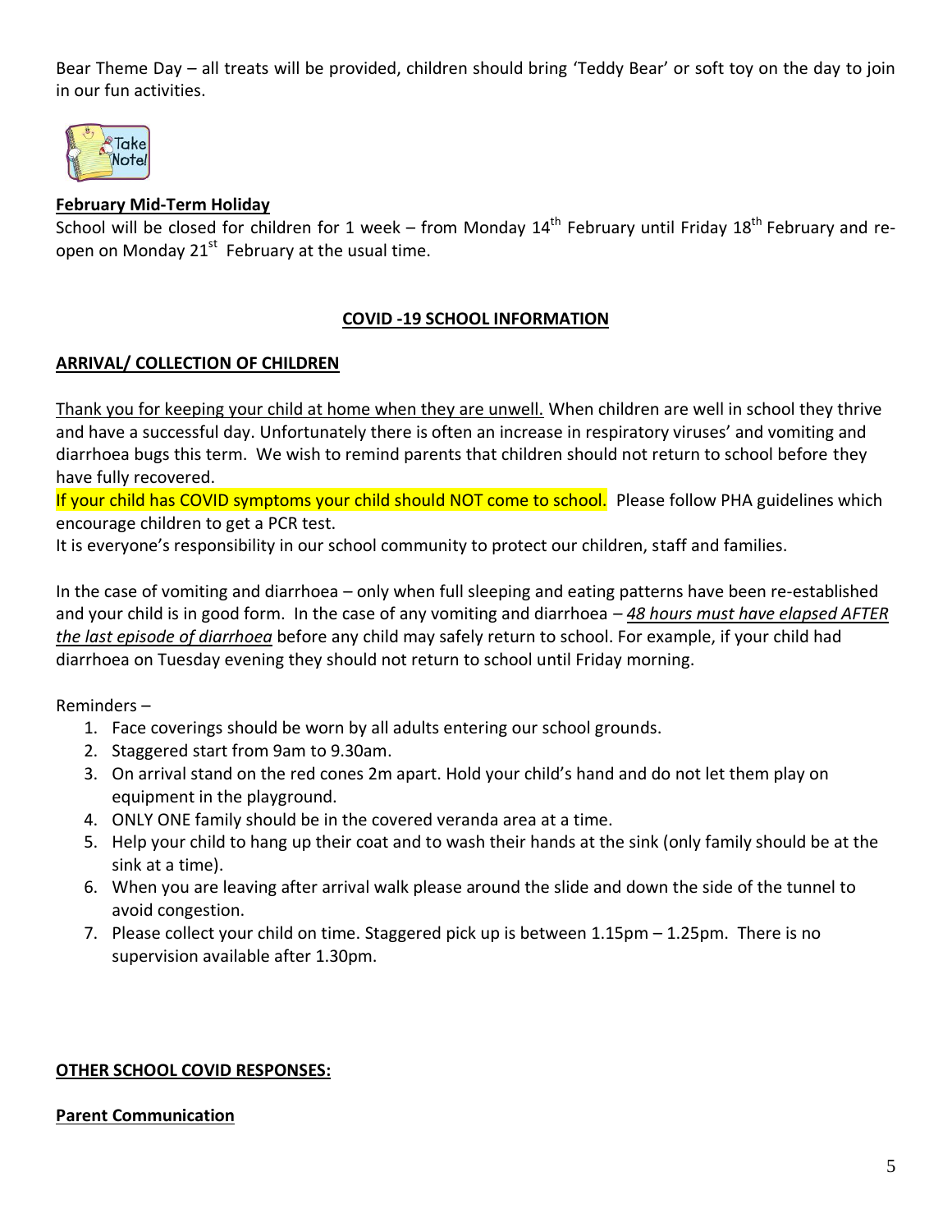Bear Theme Day – all treats will be provided, children should bring 'Teddy Bear' or soft toy on the day to join in our fun activities.

**February Mid-Term Holiday**

School will be closed for children for 1 week – from Monday 14th February until Friday 18th February and re-open on Monday 21st February at the usual time.

**COVID -19 SCHOOL INFORMATION**

**ARRIVAL/ COLLECTION OF CHILDREN**

Thank you for keeping your child at home when they are unwell. When children are well in school they thrive and have a successful day. Unfortunately there is often an increase in respiratory viruses' and vomiting and diarrhoea bugs this term. We wish to remind parents that children should not return to school before they have fully recovered.

If your child has COVID symptoms your child should NOT come to school. Please follow PHA guidelines which encourage children to get a PCR test.

It is everyone's responsibility in our school community to protect our children, staff and families.

In the case of vomiting and diarrhoea – only when full sleeping and eating patterns have been re-established and your child is in good form. In the case of any vomiting and diarrhoea – *48 hours must have elapsed AFTER the last episode of diarrhoea* before any child may safely return to school. For example, if your child had diarrhoea on Tuesday evening they should not return to school until Friday morning.

Reminders –

1. Face coverings should be worn by all adults entering our school grounds.
2. Staggered start from 9am to 9.30am.
3. On arrival stand on the red cones 2m apart. Hold your child's hand and do not let them play on equipment in the playground.
4. ONLY ONE family should be in the covered veranda area at a time.
5. Help your child to hang up their coat and to wash their hands at the sink (only family should be at the sink at a time).
6. When you are leaving after arrival walk please around the slide and down the side of the tunnel to avoid congestion.
7. Please collect your child on time. Staggered pick up is between 1.15pm – 1.25pm. There is no supervision available after 1.30pm.

**OTHER SCHOOL COVID RESPONSES:**

**Parent Communication**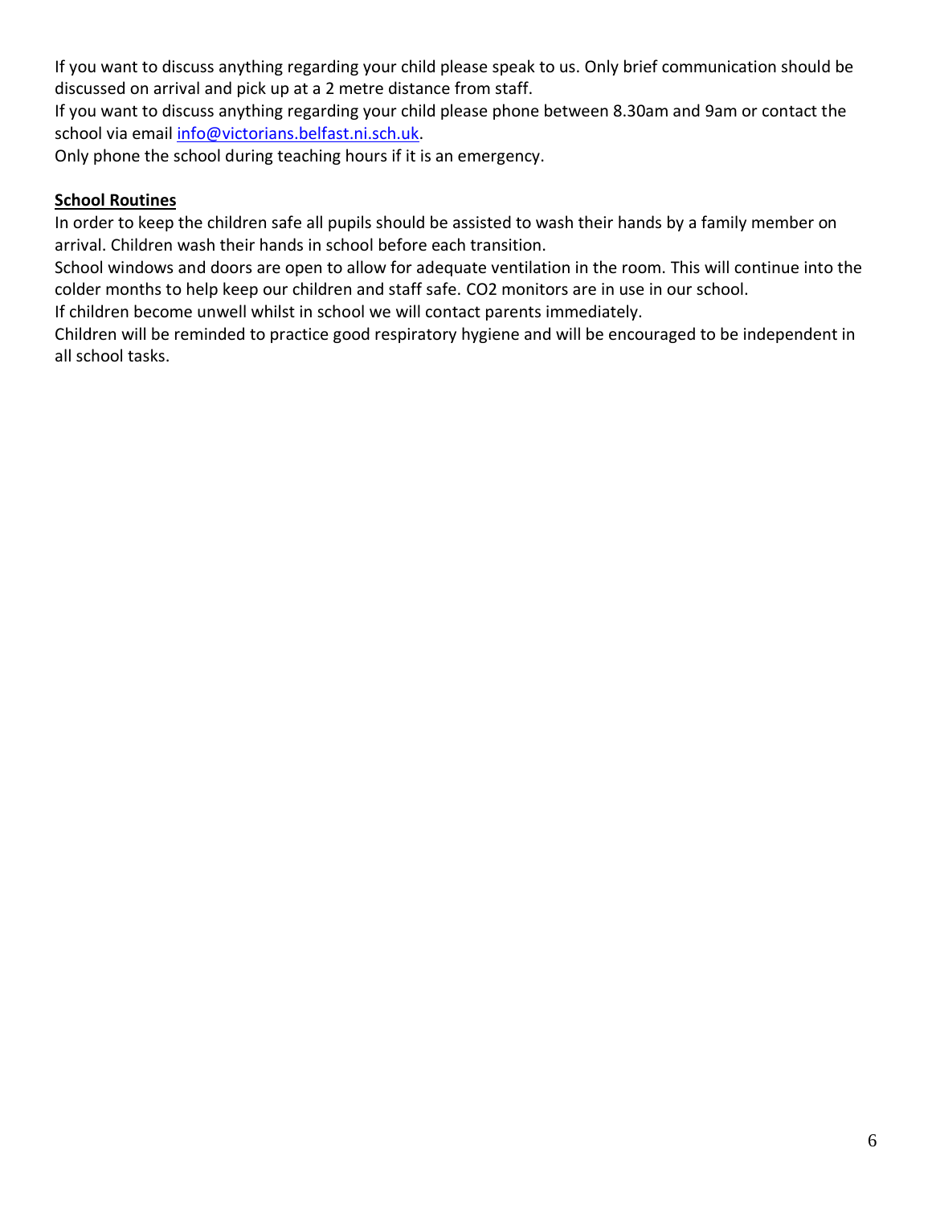If you want to discuss anything regarding your child please speak to us. Only brief communication should be discussed on arrival and pick up at a 2 metre distance from staff.
If you want to discuss anything regarding your child please phone between 8.30am and 9am or contact the school via email info@victorians.belfast.ni.sch.uk.
Only phone the school during teaching hours if it is an emergency.

**School Routines**

In order to keep the children safe all pupils should be assisted to wash their hands by a family member on arrival. Children wash their hands in school before each transition.
School windows and doors are open to allow for adequate ventilation in the room. This will continue into the colder months to help keep our children and staff safe. $CO_2$ monitors are in use in our school.
If children become unwell whilst in school we will contact parents immediately.
Children will be reminded to practice good respiratory hygiene and will be encouraged to be independent in all school tasks.